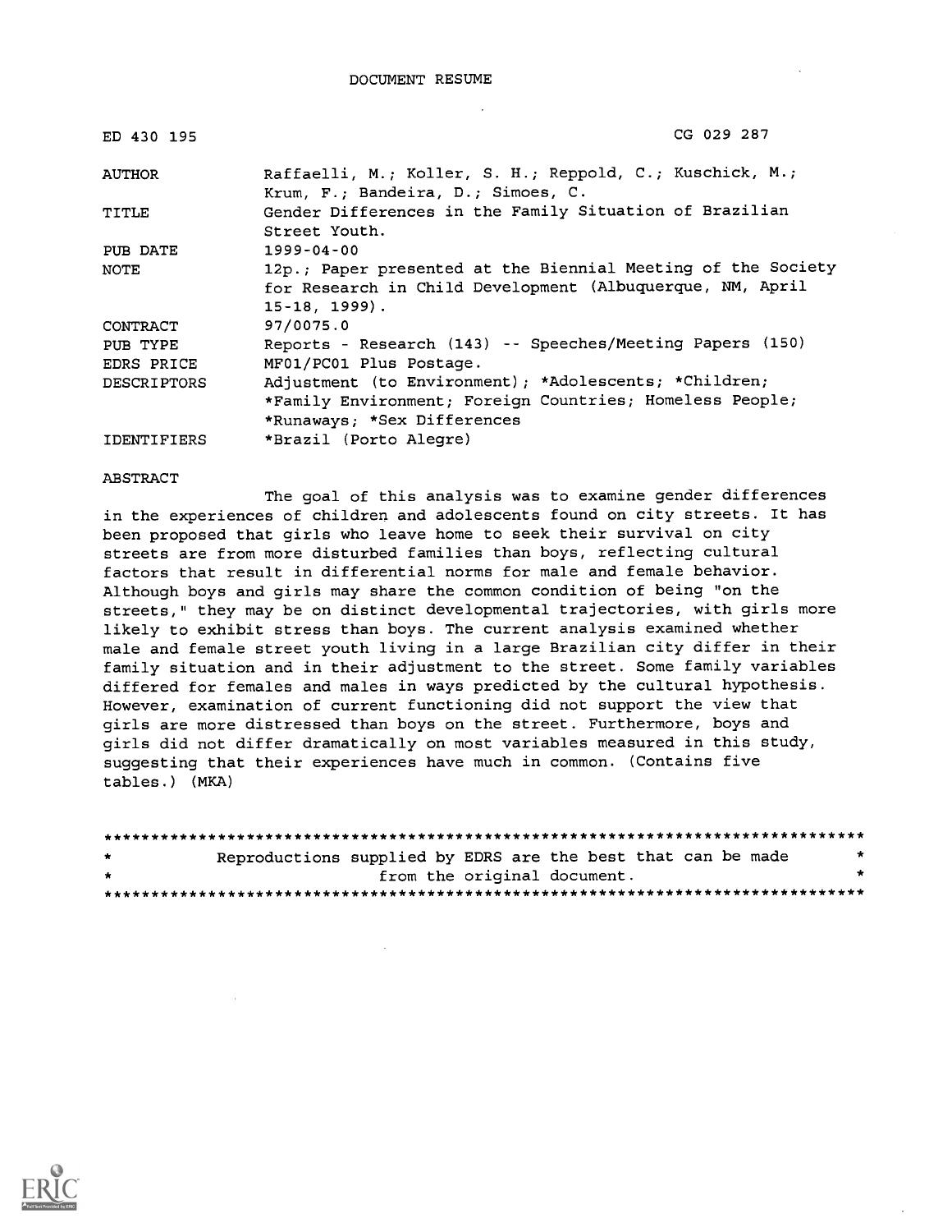# DOCUMENT RESUME

| | |
|---|---|
| ED 430 195 | CG 029 287 |
| AUTHOR | Raffaelli, M.; Koller, S. H.; Reppold, C.; Kuschick, M.; Krum, F.; Bandeira, D.; Simoes, C. |
| TITLE | Gender Differences in the Family Situation of Brazilian Street Youth. |
| PUB DATE | 1999-04-00 |
| NOTE | 12p.; Paper presented at the Biennial Meeting of the Society for Research in Child Development (Albuquerque, NM, April 15-18, 1999). |
| CONTRACT | 97/0075.0 |
| PUB TYPE | Reports - Research (143) -- Speeches/Meeting Papers (150) |
| EDRS PRICE | MF01/PC01 Plus Postage. |
| DESCRIPTORS | Adjustment (to Environment); *Adolescents; *Children; *Family Environment; Foreign Countries; Homeless People; *Runaways; *Sex Differences |
| IDENTIFIERS | *Brazil (Porto Alegre) |

## ABSTRACT

The goal of this analysis was to examine gender differences in the experiences of children and adolescents found on city streets. It has been proposed that girls who leave home to seek their survival on city streets are from more disturbed families than boys, reflecting cultural factors that result in differential norms for male and female behavior. Although boys and girls may share the common condition of being "on the streets," they may be on distinct developmental trajectories, with girls more likely to exhibit stress than boys. The current analysis examined whether male and female street youth living in a large Brazilian city differ in their family situation and in their adjustment to the street. Some family variables differed for females and males in ways predicted by the cultural hypothesis. However, examination of current functioning did not support the view that girls are more distressed than boys on the street. Furthermore, boys and girls did not differ dramatically on most variables measured in this study, suggesting that their experiences have much in common. (Contains five tables.) (MKA)

********************************************************************************
* Reproductions supplied by EDRS are the best that can be made *
* from the original document. *
********************************************************************************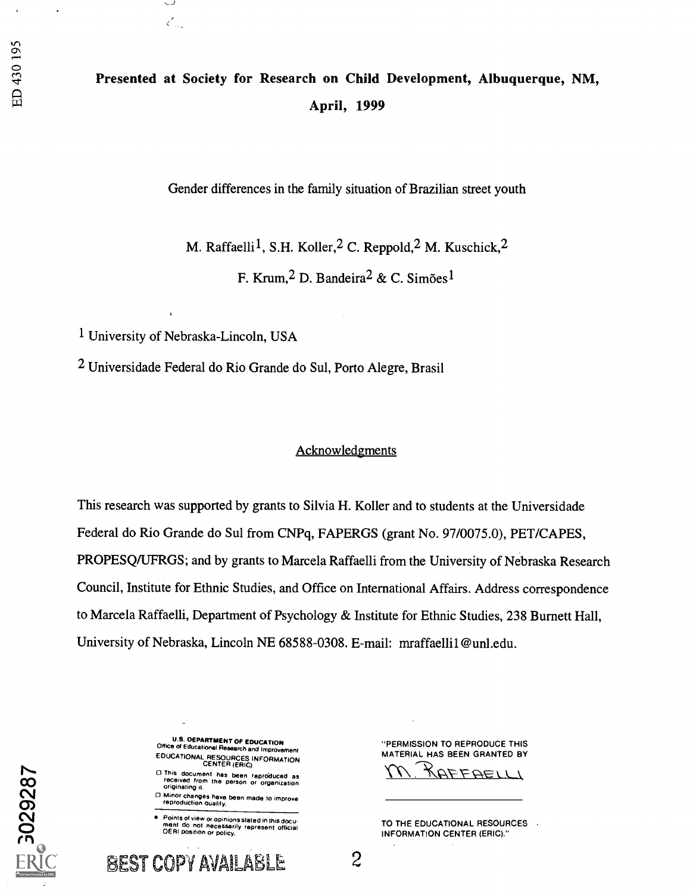**Presented at Society for Research on Child Development, Albuquerque, NM, April, 1999**

Gender differences in the family situation of Brazilian street youth

M. Raffaelli[1], S.H. Koller,[2] C. Reppold,[2] M. Kuschick,[2] F. Krum,[2] D. Bandeira[2] & C. Simões[1]

[1] University of Nebraska-Lincoln, USA

[2] Universidade Federal do Rio Grande do Sul, Porto Alegre, Brasil

## Acknowledgments

This research was supported by grants to Silvia H. Koller and to students at the Universidade Federal do Rio Grande do Sul from CNPq, FAPERGS (grant No. 97/0075.0), PET/CAPES, PROPESQ/UFRGS; and by grants to Marcela Raffaelli from the University of Nebraska Research Council, Institute for Ethnic Studies, and Office on International Affairs. Address correspondence to Marcela Raffaelli, Department of Psychology & Institute for Ethnic Studies, 238 Burnett Hall, University of Nebraska, Lincoln NE 68588-0308. E-mail: mraffaelli1@unl.edu.

U.S. DEPARTMENT OF EDUCATION
Office of Educational Research and Improvement
EDUCATIONAL RESOURCES INFORMATION CENTER (ERIC)

- This document has been reproduced as received from the person or organization originating it.
- Minor changes have been made to improve reproduction quality.
- Points of view or opinions stated in this document do not necessarily represent official OERI position or policy.

"PERMISSION TO REPRODUCE THIS MATERIAL HAS BEEN GRANTED BY

M. RAFFAELLI

TO THE EDUCATIONAL RESOURCES INFORMATION CENTER (ERIC)."

BEST COPY AVAILABLE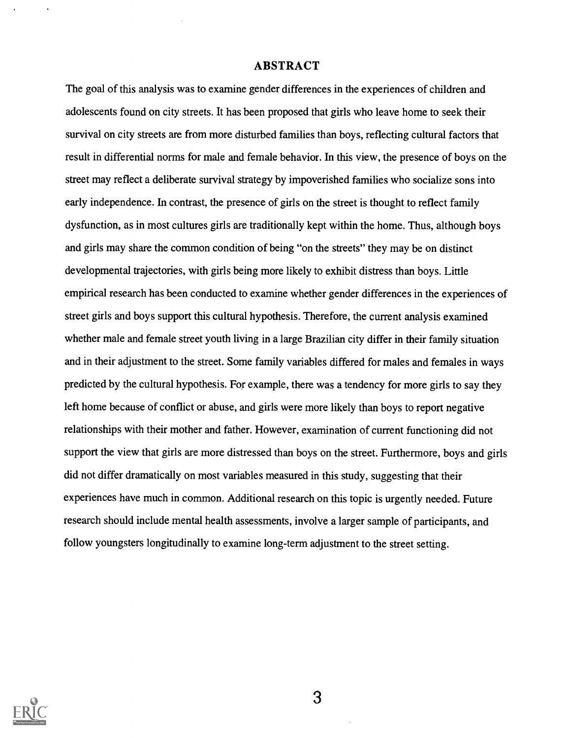## ABSTRACT

The goal of this analysis was to examine gender differences in the experiences of children and adolescents found on city streets. It has been proposed that girls who leave home to seek their survival on city streets are from more disturbed families than boys, reflecting cultural factors that result in differential norms for male and female behavior. In this view, the presence of boys on the street may reflect a deliberate survival strategy by impoverished families who socialize sons into early independence. In contrast, the presence of girls on the street is thought to reflect family dysfunction, as in most cultures girls are traditionally kept within the home. Thus, although boys and girls may share the common condition of being "on the streets" they may be on distinct developmental trajectories, with girls being more likely to exhibit distress than boys. Little empirical research has been conducted to examine whether gender differences in the experiences of street girls and boys support this cultural hypothesis. Therefore, the current analysis examined whether male and female street youth living in a large Brazilian city differ in their family situation and in their adjustment to the street. Some family variables differed for males and females in ways predicted by the cultural hypothesis. For example, there was a tendency for more girls to say they left home because of conflict or abuse, and girls were more likely than boys to report negative relationships with their mother and father. However, examination of current functioning did not support the view that girls are more distressed than boys on the street. Furthermore, boys and girls did not differ dramatically on most variables measured in this study, suggesting that their experiences have much in common. Additional research on this topic is urgently needed. Future research should include mental health assessments, involve a larger sample of participants, and follow youngsters longitudinally to examine long-term adjustment to the street setting.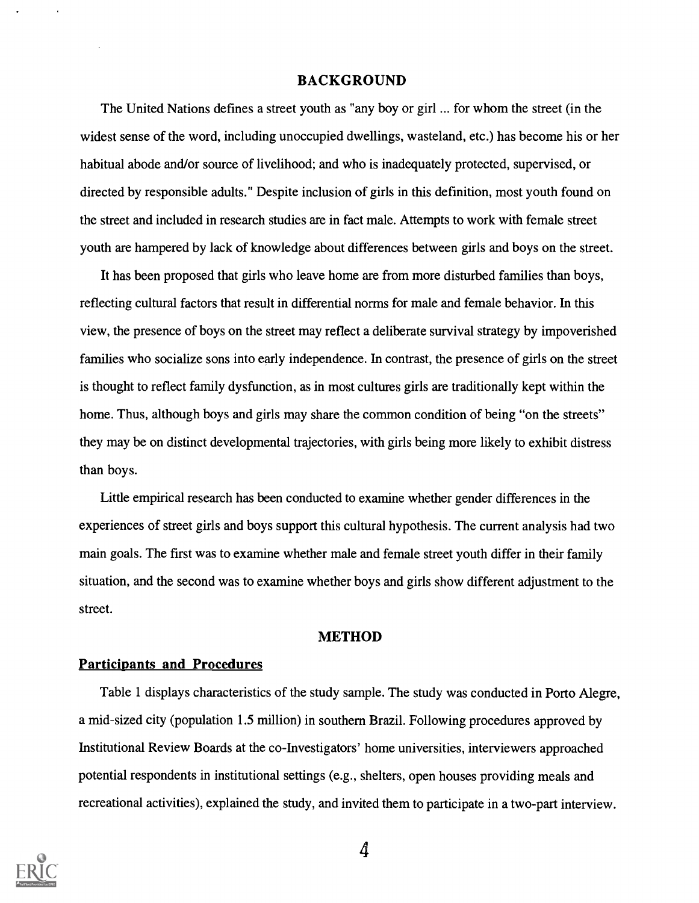## BACKGROUND

The United Nations defines a street youth as "any boy or girl ... for whom the street (in the widest sense of the word, including unoccupied dwellings, wasteland, etc.) has become his or her habitual abode and/or source of livelihood; and who is inadequately protected, supervised, or directed by responsible adults." Despite inclusion of girls in this definition, most youth found on the street and included in research studies are in fact male. Attempts to work with female street youth are hampered by lack of knowledge about differences between girls and boys on the street.

It has been proposed that girls who leave home are from more disturbed families than boys, reflecting cultural factors that result in differential norms for male and female behavior. In this view, the presence of boys on the street may reflect a deliberate survival strategy by impoverished families who socialize sons into early independence. In contrast, the presence of girls on the street is thought to reflect family dysfunction, as in most cultures girls are traditionally kept within the home. Thus, although boys and girls may share the common condition of being "on the streets" they may be on distinct developmental trajectories, with girls being more likely to exhibit distress than boys.

Little empirical research has been conducted to examine whether gender differences in the experiences of street girls and boys support this cultural hypothesis. The current analysis had two main goals. The first was to examine whether male and female street youth differ in their family situation, and the second was to examine whether boys and girls show different adjustment to the street.

## METHOD

### Participants and Procedures

Table 1 displays characteristics of the study sample. The study was conducted in Porto Alegre, a mid-sized city (population 1.5 million) in southern Brazil. Following procedures approved by Institutional Review Boards at the co-Investigators' home universities, interviewers approached potential respondents in institutional settings (e.g., shelters, open houses providing meals and recreational activities), explained the study, and invited them to participate in a two-part interview.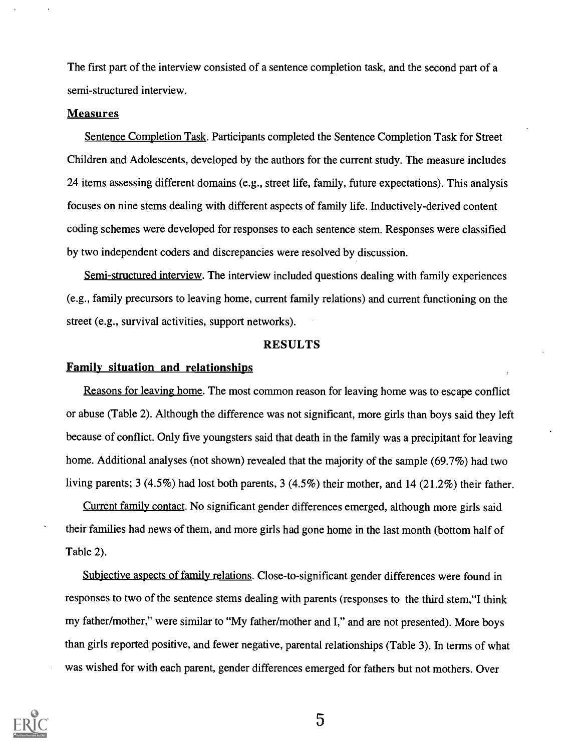The first part of the interview consisted of a sentence completion task, and the second part of a semi-structured interview.

## Measures

Sentence Completion Task. Participants completed the Sentence Completion Task for Street Children and Adolescents, developed by the authors for the current study. The measure includes 24 items assessing different domains (e.g., street life, family, future expectations). This analysis focuses on nine stems dealing with different aspects of family life. Inductively-derived content coding schemes were developed for responses to each sentence stem. Responses were classified by two independent coders and discrepancies were resolved by discussion.

Semi-structured interview. The interview included questions dealing with family experiences (e.g., family precursors to leaving home, current family relations) and current functioning on the street (e.g., survival activities, support networks).

# RESULTS

## Family situation and relationships

Reasons for leaving home. The most common reason for leaving home was to escape conflict or abuse (Table 2). Although the difference was not significant, more girls than boys said they left because of conflict. Only five youngsters said that death in the family was a precipitant for leaving home. Additional analyses (not shown) revealed that the majority of the sample (69.7%) had two living parents; 3 (4.5%) had lost both parents, 3 (4.5%) their mother, and 14 (21.2%) their father.

Current family contact. No significant gender differences emerged, although more girls said their families had news of them, and more girls had gone home in the last month (bottom half of Table 2).

Subjective aspects of family relations. Close-to-significant gender differences were found in responses to two of the sentence stems dealing with parents (responses to the third stem,"I think my father/mother," were similar to "My father/mother and I," and are not presented). More boys than girls reported positive, and fewer negative, parental relationships (Table 3). In terms of what was wished for with each parent, gender differences emerged for fathers but not mothers. Over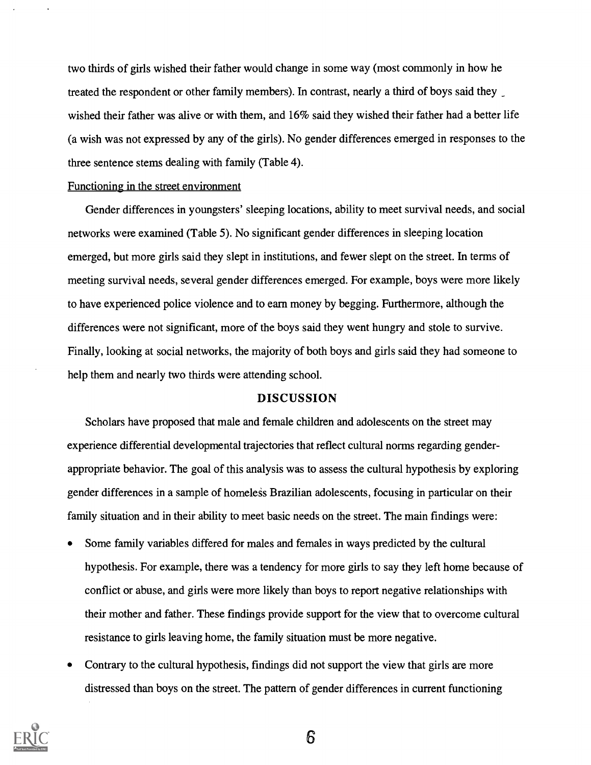two thirds of girls wished their father would change in some way (most commonly in how he treated the respondent or other family members). In contrast, nearly a third of boys said they wished their father was alive or with them, and 16% said they wished their father had a better life (a wish was not expressed by any of the girls). No gender differences emerged in responses to the three sentence stems dealing with family (Table 4).

Functioning in the street environment

Gender differences in youngsters' sleeping locations, ability to meet survival needs, and social networks were examined (Table 5). No significant gender differences in sleeping location emerged, but more girls said they slept in institutions, and fewer slept on the street. In terms of meeting survival needs, several gender differences emerged. For example, boys were more likely to have experienced police violence and to earn money by begging. Furthermore, although the differences were not significant, more of the boys said they went hungry and stole to survive. Finally, looking at social networks, the majority of both boys and girls said they had someone to help them and nearly two thirds were attending school.

## DISCUSSION

Scholars have proposed that male and female children and adolescents on the street may experience differential developmental trajectories that reflect cultural norms regarding gender-appropriate behavior. The goal of this analysis was to assess the cultural hypothesis by exploring gender differences in a sample of homeless Brazilian adolescents, focusing in particular on their family situation and in their ability to meet basic needs on the street. The main findings were:

- Some family variables differed for males and females in ways predicted by the cultural hypothesis. For example, there was a tendency for more girls to say they left home because of conflict or abuse, and girls were more likely than boys to report negative relationships with their mother and father. These findings provide support for the view that to overcome cultural resistance to girls leaving home, the family situation must be more negative.
- Contrary to the cultural hypothesis, findings did not support the view that girls are more distressed than boys on the street. The pattern of gender differences in current functioning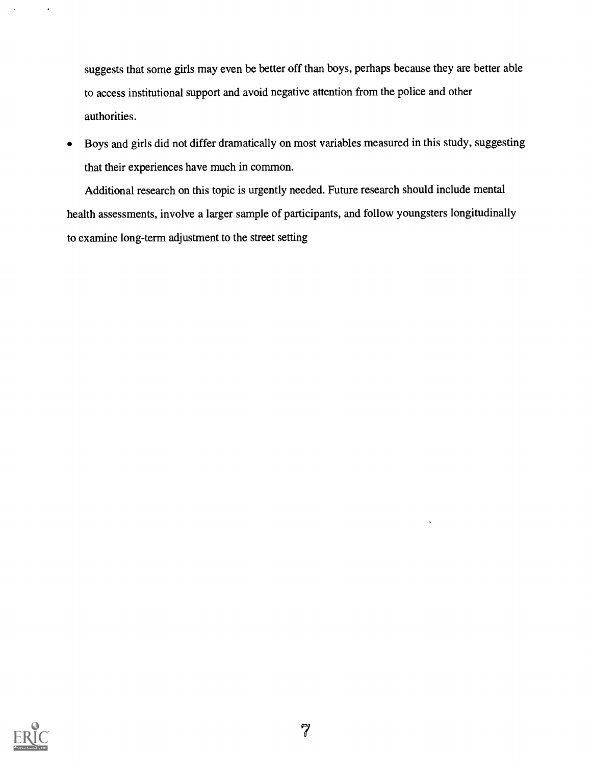suggests that some girls may even be better off than boys, perhaps because they are better able to access institutional support and avoid negative attention from the police and other authorities.

- Boys and girls did not differ dramatically on most variables measured in this study, suggesting that their experiences have much in common.

Additional research on this topic is urgently needed. Future research should include mental health assessments, involve a larger sample of participants, and follow youngsters longitudinally to examine long-term adjustment to the street setting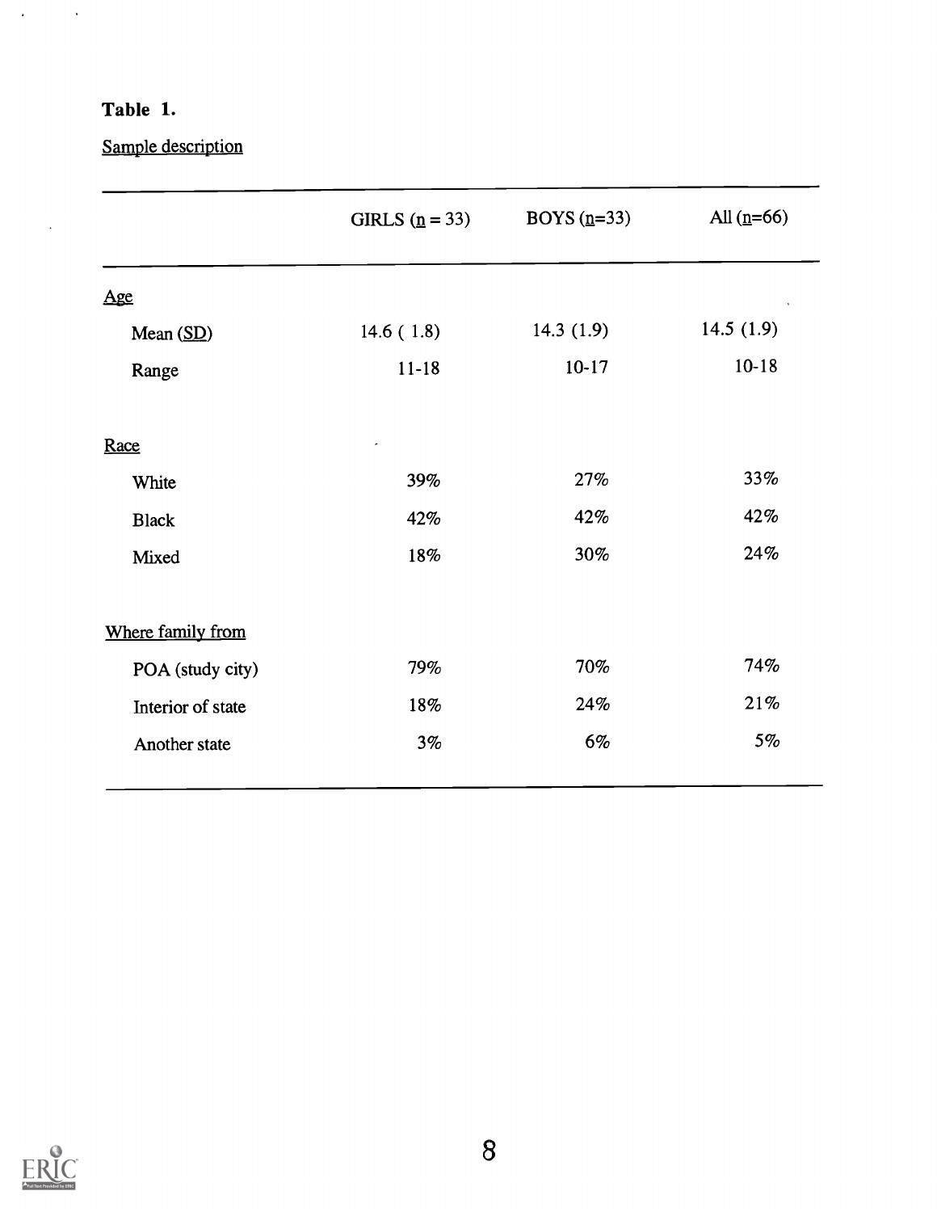**Table 1.**

Sample description

| | GIRLS (n = 33) | BOYS (n=33) | All (n=66) |
|---|---|---|---|
| Age | | | |
| Mean (SD) | 14.6 ( 1.8) | 14.3 (1.9) | 14.5 (1.9) |
| Range | 11-18 | 10-17 | 10-18 |
| Race | | | |
| White | 39% | 27% | 33% |
| Black | 42% | 42% | 42% |
| Mixed | 18% | 30% | 24% |
| Where family from | | | |
| POA (study city) | 79% | 70% | 74% |
| Interior of state | 18% | 24% | 21% |
| Another state | 3% | 6% | 5% |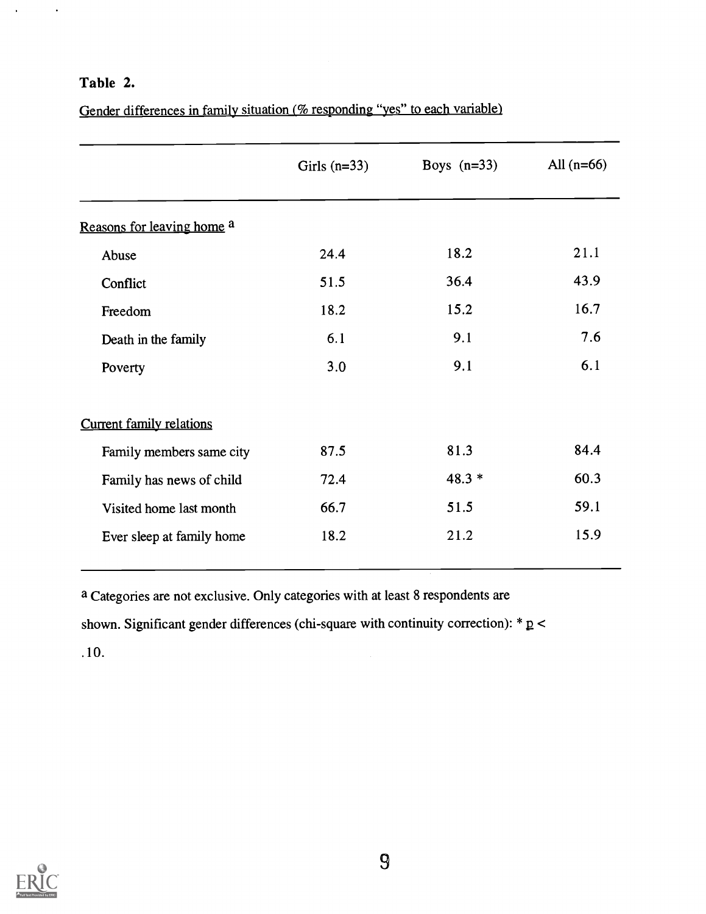**Table 2.**

Gender differences in family situation (% responding "yes" to each variable)

| | Girls (n=33) | Boys (n=33) | All (n=66) |
|---|---|---|---|
| Reasons for leaving home [a] | | | |
| Abuse | 24.4 | 18.2 | 21.1 |
| Conflict | 51.5 | 36.4 | 43.9 |
| Freedom | 18.2 | 15.2 | 16.7 |
| Death in the family | 6.1 | 9.1 | 7.6 |
| Poverty | 3.0 | 9.1 | 6.1 |
| Current family relations | | | |
| Family members same city | 87.5 | 81.3 | 84.4 |
| Family has news of child | 72.4 | 48.3 * | 60.3 |
| Visited home last month | 66.7 | 51.5 | 59.1 |
| Ever sleep at family home | 18.2 | 21.2 | 15.9 |

[a] Categories are not exclusive. Only categories with at least 8 respondents are shown. Significant gender differences (chi-square with continuity correction): * $p < .10$.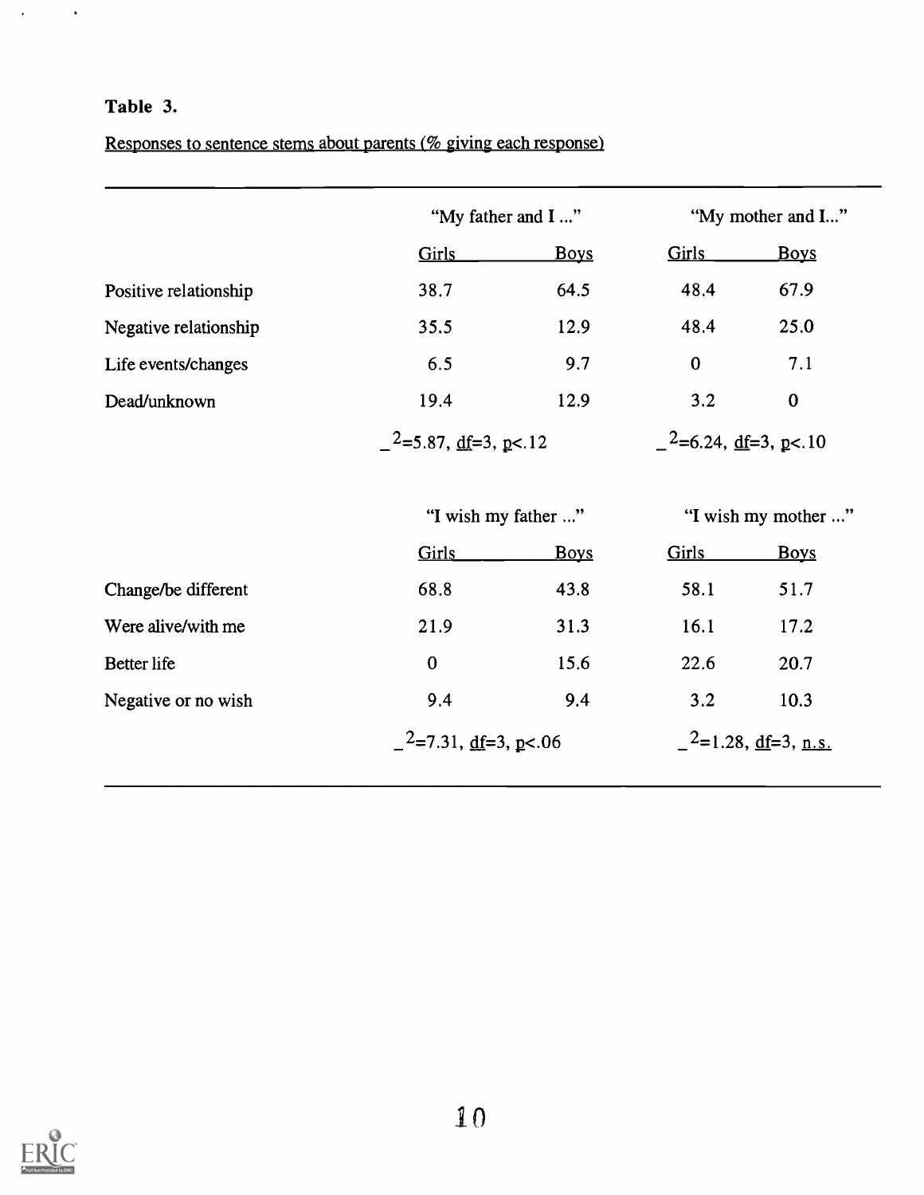**Table 3.**

Responses to sentence stems about parents (% giving each response)

| | "My father and I ..." | | "My mother and I..." | |
|---|---|---|---|---|
| | Girls | Boys | Girls | Boys |
| Positive relationship | 38.7 | 64.5 | 48.4 | 67.9 |
| Negative relationship | 35.5 | 12.9 | 48.4 | 25.0 |
| Life events/changes | 6.5 | 9.7 | 0 | 7.1 |
| Dead/unknown | 19.4 | 12.9 | 3.2 | 0 |
| | $\chi^2$=5.87, df=3, $p$<.12 | | $\chi^2$=6.24, df=3, $p$<.10 | |
| | "I wish my father ..." | | "I wish my mother ..." | |
| | Girls | Boys | Girls | Boys |
| Change/be different | 68.8 | 43.8 | 58.1 | 51.7 |
| Were alive/with me | 21.9 | 31.3 | 16.1 | 17.2 |
| Better life | 0 | 15.6 | 22.6 | 20.7 |
| Negative or no wish | 9.4 | 9.4 | 3.2 | 10.3 |
| | $\chi^2$=7.31, df=3, $p$<.06 | | $\chi^2$=1.28, df=3, n.s. | |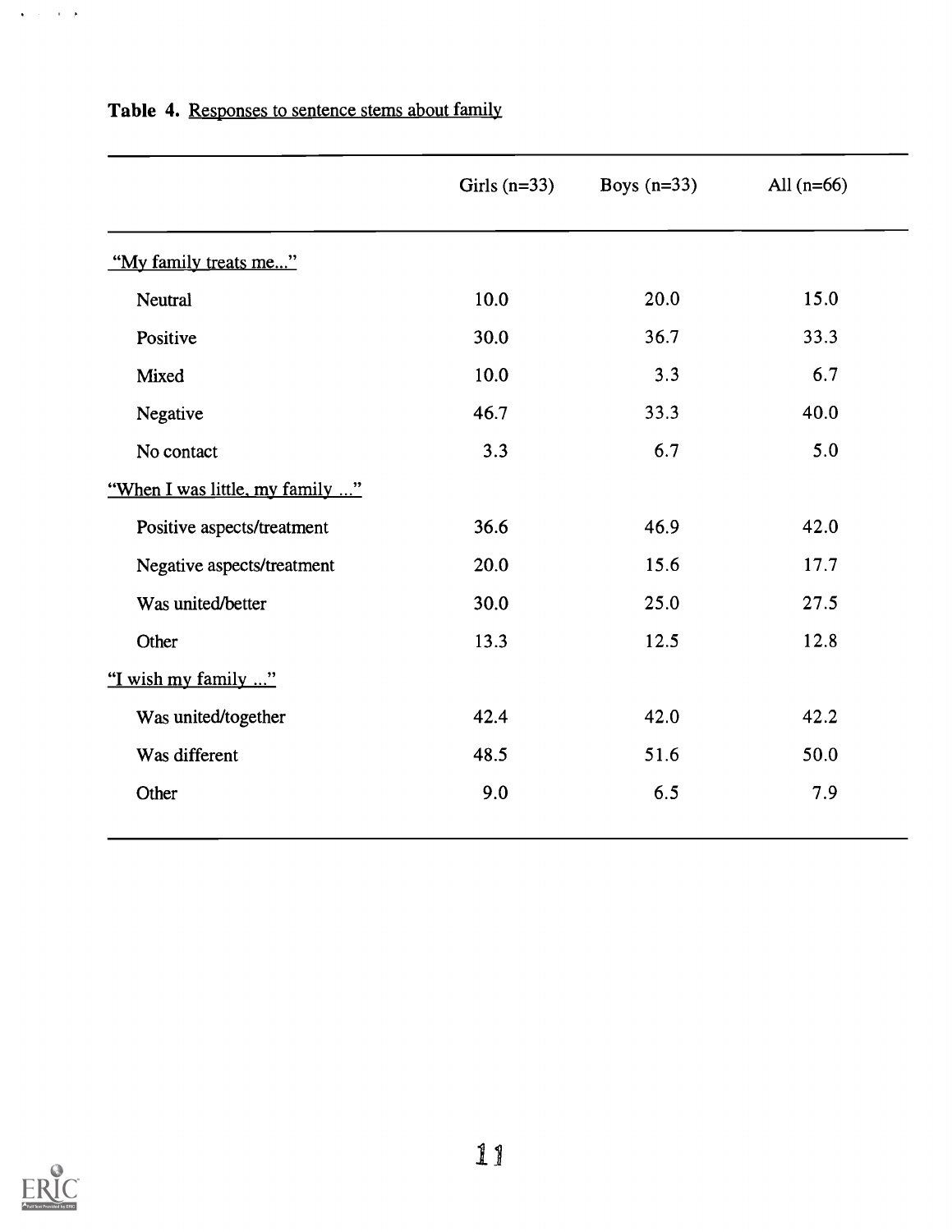**Table 4.** Responses to sentence stems about family

| | Girls (n=33) | Boys (n=33) | All (n=66) |
|---|---|---|---|
| "My family treats me..." | | | |
| Neutral | 10.0 | 20.0 | 15.0 |
| Positive | 30.0 | 36.7 | 33.3 |
| Mixed | 10.0 | 3.3 | 6.7 |
| Negative | 46.7 | 33.3 | 40.0 |
| No contact | 3.3 | 6.7 | 5.0 |
| "When I was little, my family ..." | | | |
| Positive aspects/treatment | 36.6 | 46.9 | 42.0 |
| Negative aspects/treatment | 20.0 | 15.6 | 17.7 |
| Was united/better | 30.0 | 25.0 | 27.5 |
| Other | 13.3 | 12.5 | 12.8 |
| "I wish my family ..." | | | |
| Was united/together | 42.4 | 42.0 | 42.2 |
| Was different | 48.5 | 51.6 | 50.0 |
| Other | 9.0 | 6.5 | 7.9 |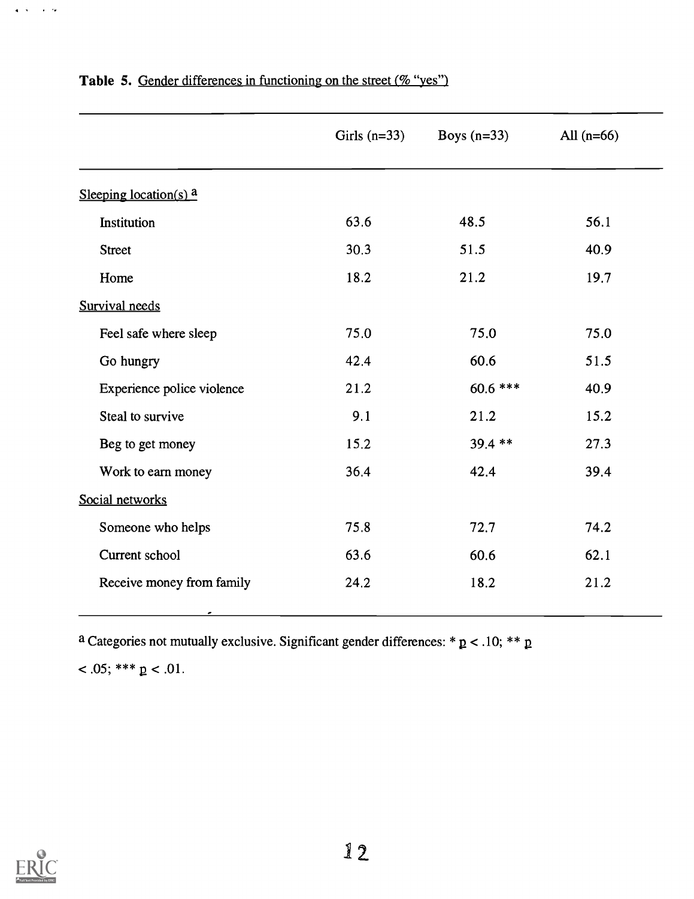**Table 5.** Gender differences in functioning on the street (% "yes")

| | Girls (n=33) | Boys (n=33) | All (n=66) |
|---|---|---|---|
| Sleeping location(s) [a] | | | |
| Institution | 63.6 | 48.5 | 56.1 |
| Street | 30.3 | 51.5 | 40.9 |
| Home | 18.2 | 21.2 | 19.7 |
| Survival needs | | | |
| Feel safe where sleep | 75.0 | 75.0 | 75.0 |
| Go hungry | 42.4 | 60.6 | 51.5 |
| Experience police violence | 21.2 | 60.6 *** | 40.9 |
| Steal to survive | 9.1 | 21.2 | 15.2 |
| Beg to get money | 15.2 | 39.4 ** | 27.3 |
| Work to earn money | 36.4 | 42.4 | 39.4 |
| Social networks | | | |
| Someone who helps | 75.8 | 72.7 | 74.2 |
| Current school | 63.6 | 60.6 | 62.1 |
| Receive money from family | 24.2 | 18.2 | 21.2 |

[a] Categories not mutually exclusive. Significant gender differences: * $p < .10$; ** $p < .05$; *** $p < .01$.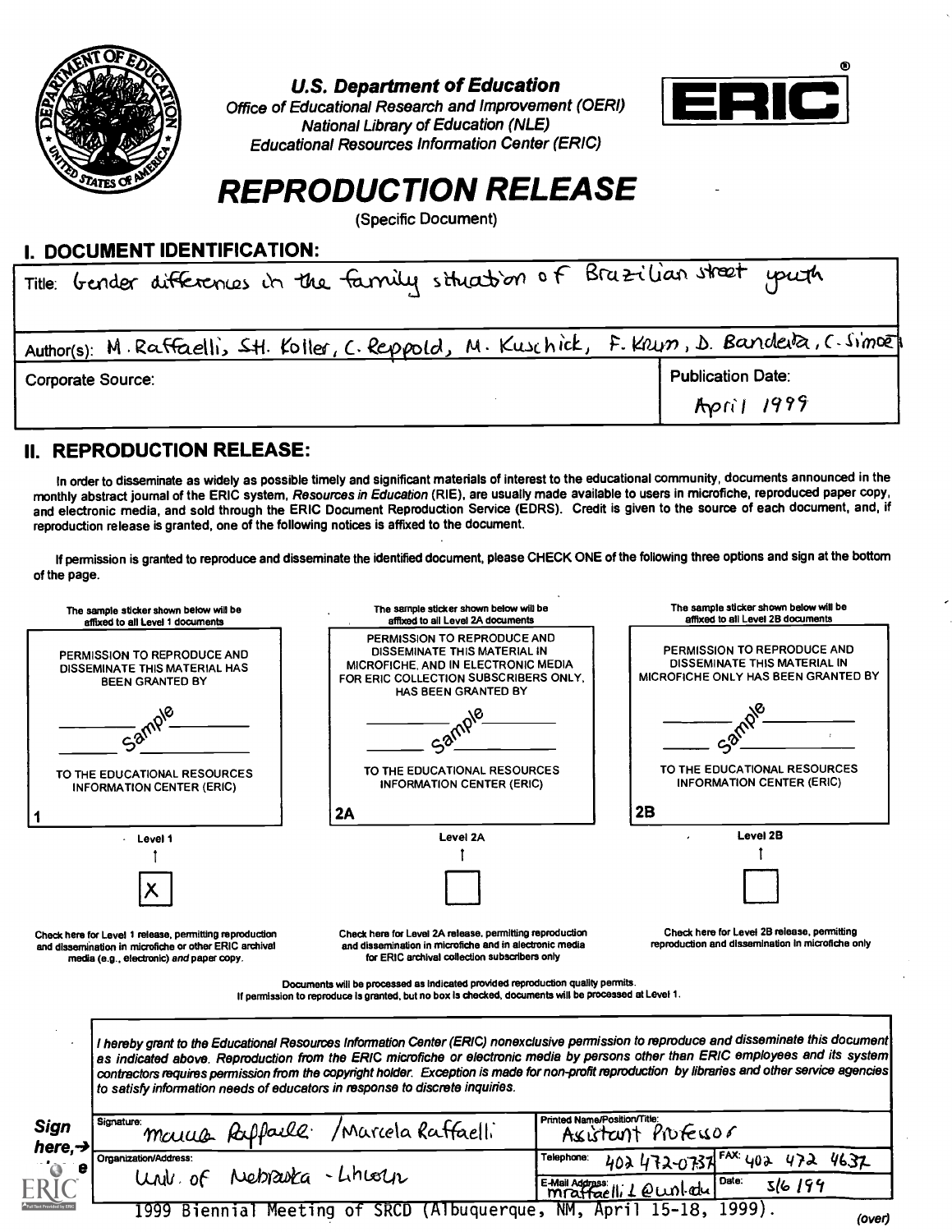U.S. Department of Education
Office of Educational Research and Improvement (OERI)
National Library of Education (NLE)
Educational Resources Information Center (ERIC)

ERIC®

# REPRODUCTION RELEASE

(Specific Document)

## I. DOCUMENT IDENTIFICATION:

Title: Gender differences in the family situation of Brazilian street youth

Author(s): M. Raffaelli, S.H. Koller, C. Reppold, M. Kuschick, F. Krum, D. Bandeira, C. Simoes

| Corporate Source: | Publication Date: April 1999 |
|---|---|

## II. REPRODUCTION RELEASE:

In order to disseminate as widely as possible timely and significant materials of interest to the educational community, documents announced in the monthly abstract journal of the ERIC system, *Resources in Education* (RIE), are usually made available to users in microfiche, reproduced paper copy, and electronic media, and sold through the ERIC Document Reproduction Service (EDRS). Credit is given to the source of each document, and, if reproduction release is granted, one of the following notices is affixed to the document.

If permission is granted to reproduce and disseminate the identified document, please CHECK ONE of the following three options and sign at the bottom of the page.

| The sample sticker shown below will be affixed to all Level 1 documents | The sample sticker shown below will be affixed to all Level 2A documents | The sample sticker shown below will be affixed to all Level 2B documents |
|---|---|---|
| PERMISSION TO REPRODUCE AND DISSEMINATE THIS MATERIAL HAS BEEN GRANTED BY<br>Sample<br>TO THE EDUCATIONAL RESOURCES INFORMATION CENTER (ERIC) | PERMISSION TO REPRODUCE AND DISSEMINATE THIS MATERIAL IN MICROFICHE, AND IN ELECTRONIC MEDIA FOR ERIC COLLECTION SUBSCRIBERS ONLY, HAS BEEN GRANTED BY<br>Sample<br>TO THE EDUCATIONAL RESOURCES INFORMATION CENTER (ERIC) | PERMISSION TO REPRODUCE AND DISSEMINATE THIS MATERIAL IN MICROFICHE ONLY HAS BEEN GRANTED BY<br>Sample<br>TO THE EDUCATIONAL RESOURCES INFORMATION CENTER (ERIC) |
| 1 | 2A | 2B |
| Level 1 | Level 2A | Level 2B |
| [X] | [ ] | [ ] |
| Check here for Level 1 release, permitting reproduction and dissemination in microfiche or other ERIC archival media (e.g., electronic) *and* paper copy. | Check here for Level 2A release, permitting reproduction and dissemination in microfiche and in electronic media for ERIC archival collection subscribers only | Check here for Level 2B release, permitting reproduction and dissemination in microfiche only |

Documents will be processed as indicated provided reproduction quality permits.
If permission to reproduce is granted, but no box is checked, documents will be processed at Level 1.

*I hereby grant to the Educational Resources Information Center (ERIC) nonexclusive permission to reproduce and disseminate this document as indicated above. Reproduction from the ERIC microfiche or electronic media by persons other than ERIC employees and its system contractors requires permission from the copyright holder. Exception is made for non-profit reproduction by libraries and other service agencies to satisfy information needs of educators in response to discrete inquiries.*

**Sign here,→**

| Signature: Marcela Raffaelli / Marcela Raffaelli | Printed Name/Position/Title: Assistant Professor | |
|---|---|---|
| Organization/Address: Univ. of Nebraska - Lincoln | Telephone: 402 472-0737 | FAX: 402 472 4637 |
| | E-Mail Address: mraffaelli1@unl.edu | Date: 5/6/99 |

1999 Biennial Meeting of SRCD (Albuquerque, NM, April 15-18, 1999).

(over)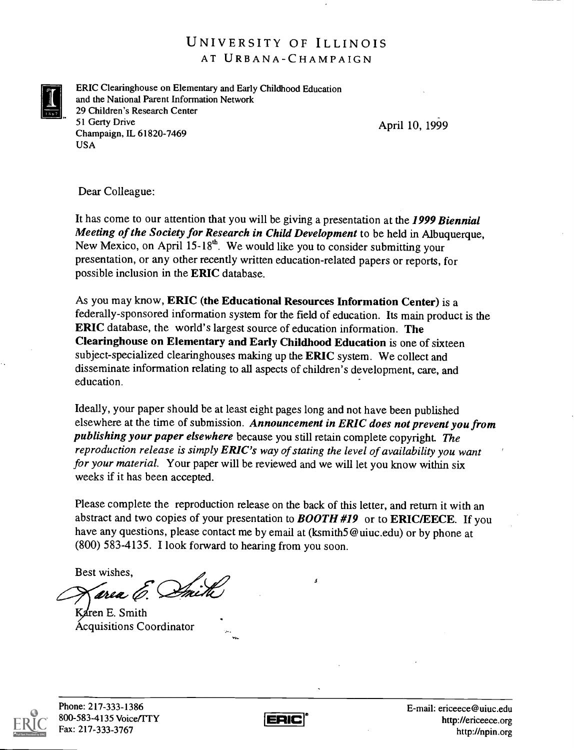# UNIVERSITY OF ILLINOIS AT URBANA-CHAMPAIGN

ERIC Clearinghouse on Elementary and Early Childhood Education
and the National Parent Information Network
29 Children's Research Center
51 Gerty Drive
Champaign, IL 61820-7469
USA

April 10, 1999

Dear Colleague:

It has come to our attention that you will be giving a presentation at the ***1999 Biennial Meeting of the Society for Research in Child Development*** to be held in Albuquerque, New Mexico, on April 15-18th. We would like you to consider submitting your presentation, or any other recently written education-related papers or reports, for possible inclusion in the **ERIC** database.

As you may know, **ERIC (the Educational Resources Information Center)** is a federally-sponsored information system for the field of education. Its main product is the **ERIC** database, the world's largest source of education information. **The Clearinghouse on Elementary and Early Childhood Education** is one of sixteen subject-specialized clearinghouses making up the **ERIC** system. We collect and disseminate information relating to all aspects of children's development, care, and education.

Ideally, your paper should be at least eight pages long and not have been published elsewhere at the time of submission. ***Announcement in ERIC does not prevent you from publishing your paper elsewhere*** because you still retain complete copyright. *The reproduction release is simply ERIC's way of stating the level of availability you want for your material.* Your paper will be reviewed and we will let you know within six weeks if it has been accepted.

Please complete the reproduction release on the back of this letter, and return it with an abstract and two copies of your presentation to ***BOOTH #19*** or to **ERIC/EECE**. If you have any questions, please contact me by email at (ksmith5@uiuc.edu) or by phone at (800) 583-4135. I look forward to hearing from you soon.

Best wishes,

Karen E. Smith

Karen E. Smith
Acquisitions Coordinator

Phone: 217-333-1386
800-583-4135 Voice/TTY
Fax: 217-333-3767

E-mail: ericeece@uiuc.edu
http://ericeece.org
http://npin.org